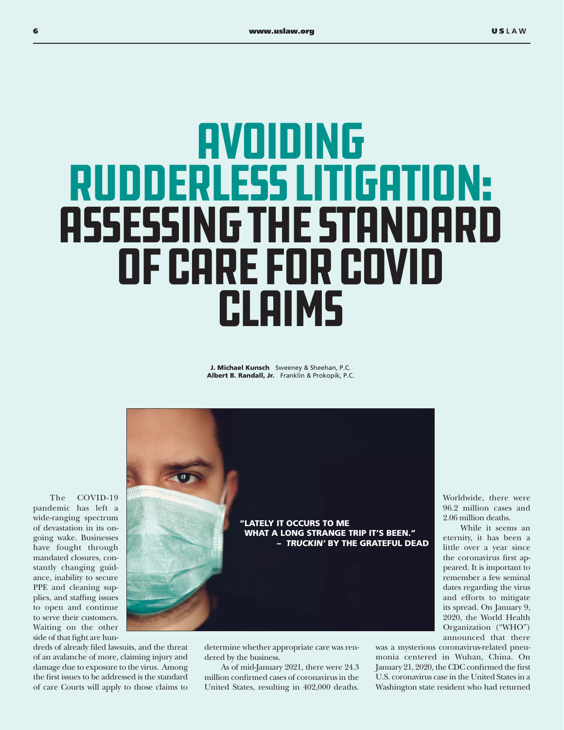# AVOIDING RUDDERLESS LITIGATION: ASSESSING THE STANDARD OF CARE FOR COVID CLAIMS

**J. Michael Kunsch** Sweeney & Sheehan, P.C.
**Albert B. Randall, Jr.** Franklin & Prokopik, P.C.

**"LATELY IT OCCURS TO ME WHAT A LONG STRANGE TRIP IT'S BEEN." – *TRUCKIN'* BY THE GRATEFUL DEAD**

The COVID-19 pandemic has left a wide-ranging spectrum of devastation in its ongoing wake. Businesses have fought through mandated closures, constantly changing guidance, inability to secure PPE and cleaning supplies, and staffing issues to open and continue to serve their customers. Waiting on the other side of that fight are hundreds of already filed lawsuits, and the threat of an avalanche of more, claiming injury and damage due to exposure to the virus. Among the first issues to be addressed is the standard of care Courts will apply to those claims to determine whether appropriate care was rendered by the business.

As of mid-January 2021, there were 24.3 million confirmed cases of coronavirus in the United States, resulting in 402,000 deaths. Worldwide, there were 96.2 million cases and 2.06 million deaths.

While it seems an eternity, it has been a little over a year since the coronavirus first appeared. It is important to remember a few seminal dates regarding the virus and efforts to mitigate its spread. On January 9, 2020, the World Health Organization ("WHO") announced that there was a mysterious coronavirus-related pneumonia centered in Wuhan, China. On January 21, 2020, the CDC confirmed the first U.S. coronavirus case in the United States in a Washington state resident who had returned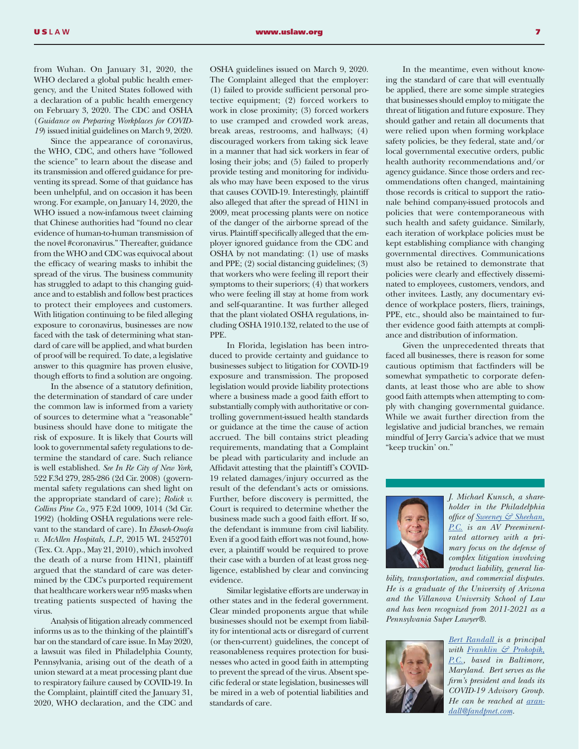from Wuhan. On January 31, 2020, the WHO declared a global public health emergency, and the United States followed with a declaration of a public health emergency on February 3, 2020. The CDC and OSHA (*Guidance on Preparing Workplaces for COVID-19*) issued initial guidelines on March 9, 2020.

Since the appearance of coronavirus, the WHO, CDC, and others have "followed the science" to learn about the disease and its transmission and offered guidance for preventing its spread. Some of that guidance has been unhelpful, and on occasion it has been wrong. For example, on January 14, 2020, the WHO issued a now-infamous tweet claiming that Chinese authorities had "found no clear evidence of human-to-human transmission of the novel #coronavirus." Thereafter, guidance from the WHO and CDC was equivocal about the efficacy of wearing masks to inhibit the spread of the virus. The business community has struggled to adapt to this changing guidance and to establish and follow best practices to protect their employees and customers. With litigation continuing to be filed alleging exposure to coronavirus, businesses are now faced with the task of determining what standard of care will be applied, and what burden of proof will be required. To date, a legislative answer to this quagmire has proven elusive, though efforts to find a solution are ongoing.

In the absence of a statutory definition, the determination of standard of care under the common law is informed from a variety of sources to determine what a "reasonable" business should have done to mitigate the risk of exposure. It is likely that Courts will look to governmental safety regulations to determine the standard of care. Such reliance is well established. *See In Re City of New York,* 522 F.3d 279, 285-286 (2d Cir. 2008) (governmental safety regulations can shed light on the appropriate standard of care); *Rolick v. Collins Pine Co.*, 975 F.2d 1009, 1014 (3d Cir. 1992) (holding OSHA regulations were relevant to the standard of care). In *Ebaseh-Onofa v. McAllen Hospitals, L.P.,* 2015 WL 2452701 (Tex. Ct. App., May 21, 2010), which involved the death of a nurse from H1N1, plaintiff argued that the standard of care was determined by the CDC's purported requirement that healthcare workers wear n95 masks when treating patients suspected of having the virus.

Analysis of litigation already commenced informs us as to the thinking of the plaintiff's bar on the standard of care issue. In May 2020, a lawsuit was filed in Philadelphia County, Pennsylvania, arising out of the death of a union steward at a meat processing plant due to respiratory failure caused by COVID-19. In the Complaint, plaintiff cited the January 31, 2020, WHO declaration, and the CDC and OSHA guidelines issued on March 9, 2020. The Complaint alleged that the employer: (1) failed to provide sufficient personal protective equipment; (2) forced workers to work in close proximity; (3) forced workers to use cramped and crowded work areas, break areas, restrooms, and hallways; (4) discouraged workers from taking sick leave in a manner that had sick workers in fear of losing their jobs; and (5) failed to properly provide testing and monitoring for individuals who may have been exposed to the virus that causes COVID-19. Interestingly, plaintiff also alleged that after the spread of H1N1 in 2009, meat processing plants were on notice of the danger of the airborne spread of the virus. Plaintiff specifically alleged that the employer ignored guidance from the CDC and OSHA by not mandating: (1) use of masks and PPE; (2) social distancing guidelines; (3) that workers who were feeling ill report their symptoms to their superiors; (4) that workers who were feeling ill stay at home from work and self-quarantine. It was further alleged that the plant violated OSHA regulations, including OSHA 1910.132, related to the use of PPE.

In Florida, legislation has been introduced to provide certainty and guidance to businesses subject to litigation for COVID-19 exposure and transmission. The proposed legislation would provide liability protections where a business made a good faith effort to substantially comply with authoritative or controlling government-issued health standards or guidance at the time the cause of action accrued. The bill contains strict pleading requirements, mandating that a Complaint be plead with particularity and include an Affidavit attesting that the plaintiff's COVID-19 related damages/injury occurred as the result of the defendant's acts or omissions. Further, before discovery is permitted, the Court is required to determine whether the business made such a good faith effort. If so, the defendant is immune from civil liability. Even if a good faith effort was not found, however, a plaintiff would be required to prove their case with a burden of at least gross negligence, established by clear and convincing evidence.

Similar legislative efforts are underway in other states and in the federal government. Clear minded proponents argue that while businesses should not be exempt from liability for intentional acts or disregard of current (or then-current) guidelines, the concept of reasonableness requires protection for businesses who acted in good faith in attempting to prevent the spread of the virus. Absent specific federal or state legislation, businesses will be mired in a web of potential liabilities and standards of care.

In the meantime, even without knowing the standard of care that will eventually be applied, there are some simple strategies that businesses should employ to mitigate the threat of litigation and future exposure. They should gather and retain all documents that were relied upon when forming workplace safety policies, be they federal, state and/or local governmental executive orders, public health authority recommendations and/or agency guidance. Since those orders and recommendations often changed, maintaining those records is critical to support the rationale behind company-issued protocols and policies that were contemporaneous with such health and safety guidance. Similarly, each iteration of workplace policies must be kept establishing compliance with changing governmental directives. Communications must also be retained to demonstrate that policies were clearly and effectively disseminated to employees, customers, vendors, and other invitees. Lastly, any documentary evidence of workplace posters, fliers, trainings, PPE, etc., should also be maintained to further evidence good faith attempts at compliance and distribution of information.

Given the unprecedented threats that faced all businesses, there is reason for some cautious optimism that factfinders will be somewhat sympathetic to corporate defendants, at least those who are able to show good faith attempts when attempting to comply with changing governmental guidance. While we await further direction from the legislative and judicial branches, we remain mindful of Jerry Garcia's advice that we must "keep truckin' on."

---

*J. Michael Kunsch, a shareholder in the Philadelphia office of Sweeney & Sheehan, P.C. is an AV Preeminent-rated attorney with a primary focus on the defense of complex litigation involving product liability, general liability, transportation, and commercial disputes. He is a graduate of the University of Arizona and the Villanova University School of Law and has been recognized from 2011-2021 as a Pennsylvania Super Lawyer®.*

*Bert Randall is a principal with Franklin & Prokopik, P.C., based in Baltimore, Maryland. Bert serves as the firm's president and leads its COVID-19 Advisory Group. He can be reached at arandall@fandpnet.com.*